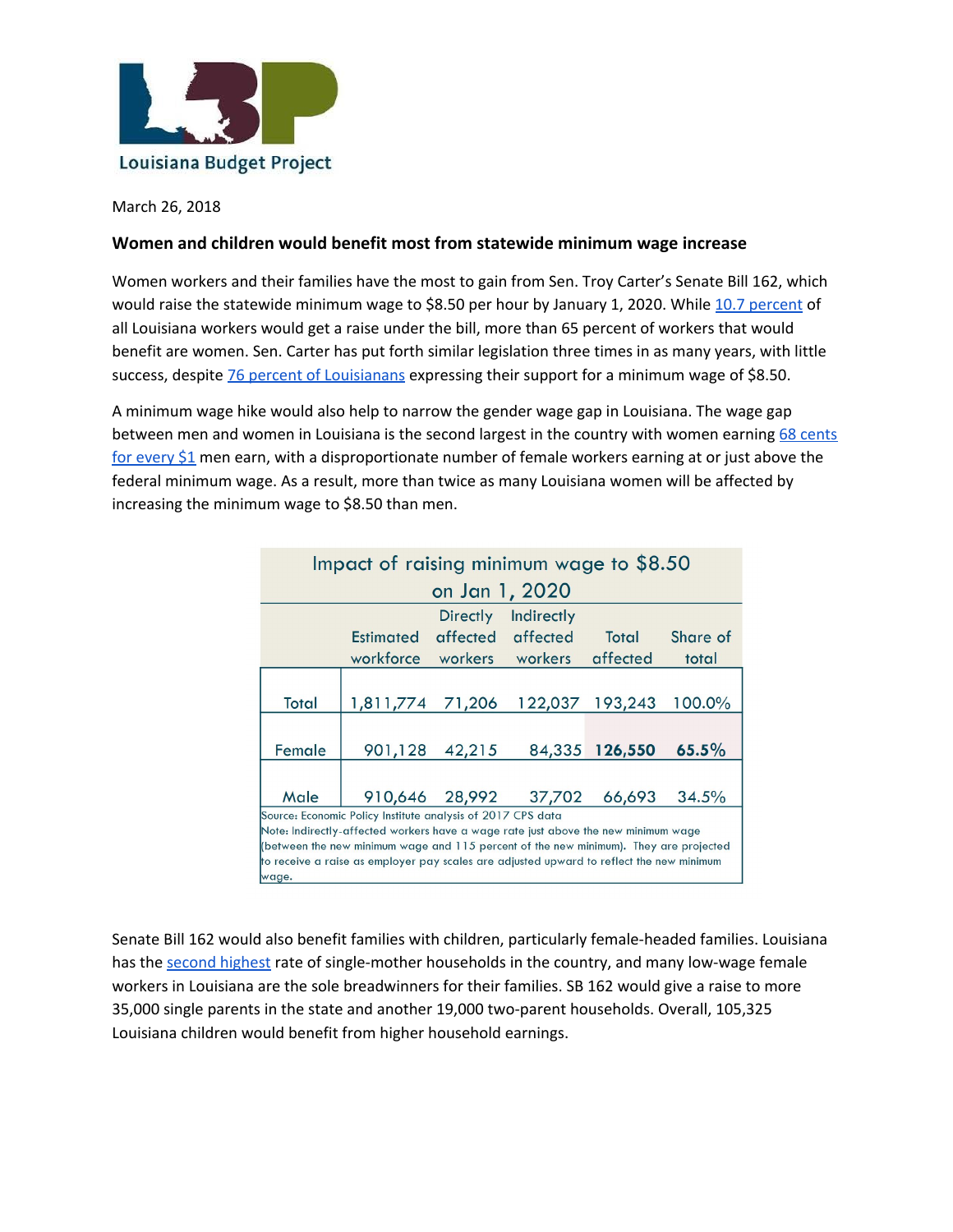Louisiana Budget Project

March 26, 2018

**Women and children would benefit most from statewide minimum wage increase**

Women workers and their families have the most to gain from Sen. Troy Carter's Senate Bill 162, which would raise the statewide minimum wage to $8.50 per hour by January 1, 2020. While 10.7 percent of all Louisiana workers would get a raise under the bill, more than 65 percent of workers that would benefit are women. Sen. Carter has put forth similar legislation three times in as many years, with little success, despite 76 percent of Louisianans expressing their support for a minimum wage of $8.50.

A minimum wage hike would also help to narrow the gender wage gap in Louisiana. The wage gap between men and women in Louisiana is the second largest in the country with women earning 68 cents for every $1 men earn, with a disproportionate number of female workers earning at or just above the federal minimum wage. As a result, more than twice as many Louisiana women will be affected by increasing the minimum wage to $8.50 than men.

**Impact of raising minimum wage to $8.50 on Jan 1, 2020**

| | Estimated workforce | Directly affected workers | Indirectly affected workers | Total affected | Share of total |
|---|---|---|---|---|---|
| Total | 1,811,774 | 71,206 | 122,037 | 193,243 | 100.0% |
| Female | 901,128 | 42,215 | 84,335 | **126,550** | **65.5%** |
| Male | 910,646 | 28,992 | 37,702 | 66,693 | 34.5% |

Source: Economic Policy Institute analysis of 2017 CPS data
Note: Indirectly-affected workers have a wage rate just above the new minimum wage (between the new minimum wage and 115 percent of the new minimum). They are projected to receive a raise as employer pay scales are adjusted upward to reflect the new minimum wage.

Senate Bill 162 would also benefit families with children, particularly female-headed families. Louisiana has the second highest rate of single-mother households in the country, and many low-wage female workers in Louisiana are the sole breadwinners for their families. SB 162 would give a raise to more 35,000 single parents in the state and another 19,000 two-parent households. Overall, 105,325 Louisiana children would benefit from higher household earnings.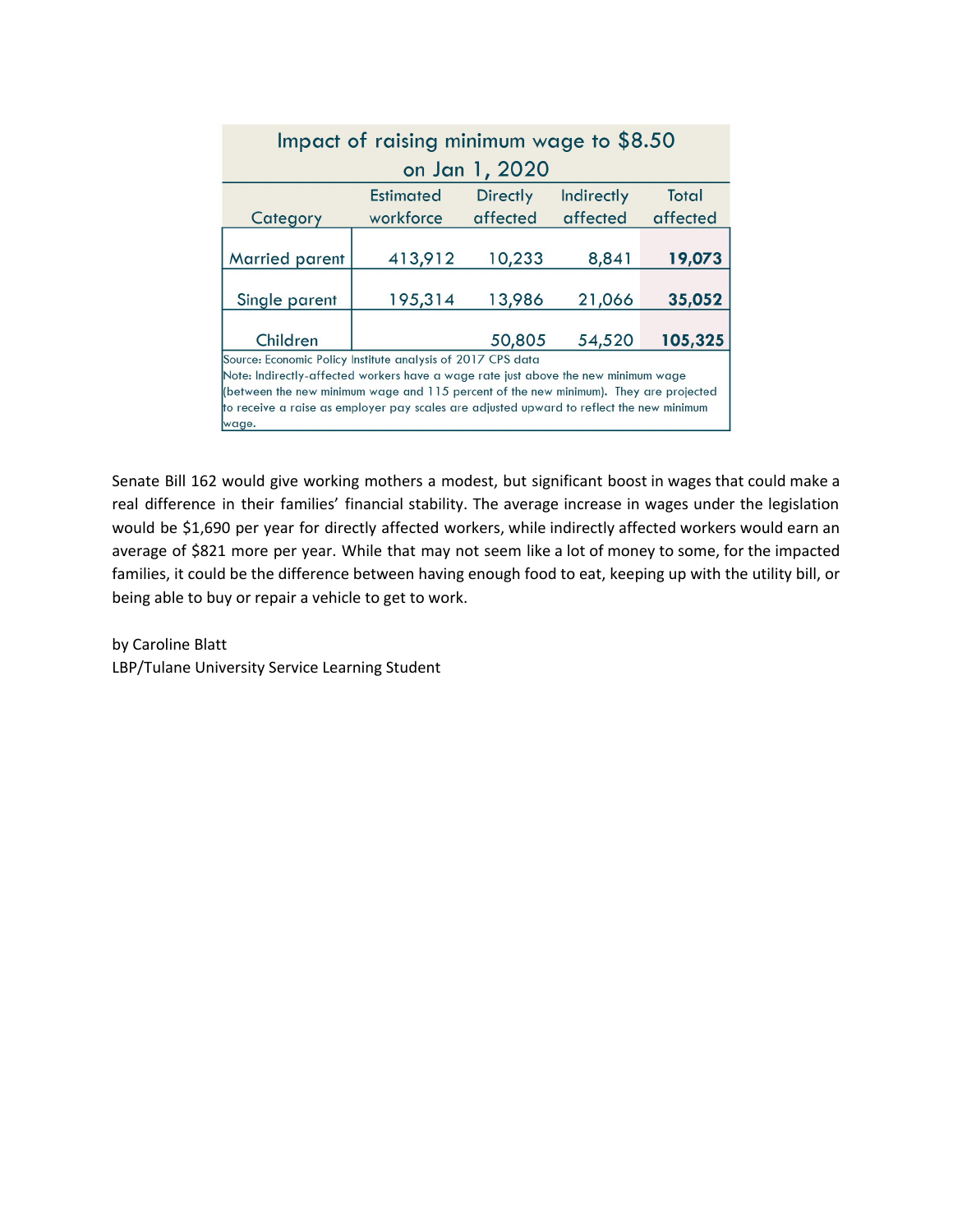| Impact of raising minimum wage to $8.50 on Jan 1, 2020 | | | | |
|---|---|---|---|---|
| Category | Estimated workforce | Directly affected | Indirectly affected | Total affected |
| Married parent | 413,912 | 10,233 | 8,841 | **19,073** |
| Single parent | 195,314 | 13,986 | 21,066 | **35,052** |
| Children | | 50,805 | 54,520 | **105,325** |

Source: Economic Policy Institute analysis of 2017 CPS data
Note: Indirectly-affected workers have a wage rate just above the new minimum wage (between the new minimum wage and 115 percent of the new minimum). They are projected to receive a raise as employer pay scales are adjusted upward to reflect the new minimum wage.

Senate Bill 162 would give working mothers a modest, but significant boost in wages that could make a real difference in their families' financial stability. The average increase in wages under the legislation would be $1,690 per year for directly affected workers, while indirectly affected workers would earn an average of $821 more per year. While that may not seem like a lot of money to some, for the impacted families, it could be the difference between having enough food to eat, keeping up with the utility bill, or being able to buy or repair a vehicle to get to work.

by Caroline Blatt
LBP/Tulane University Service Learning Student